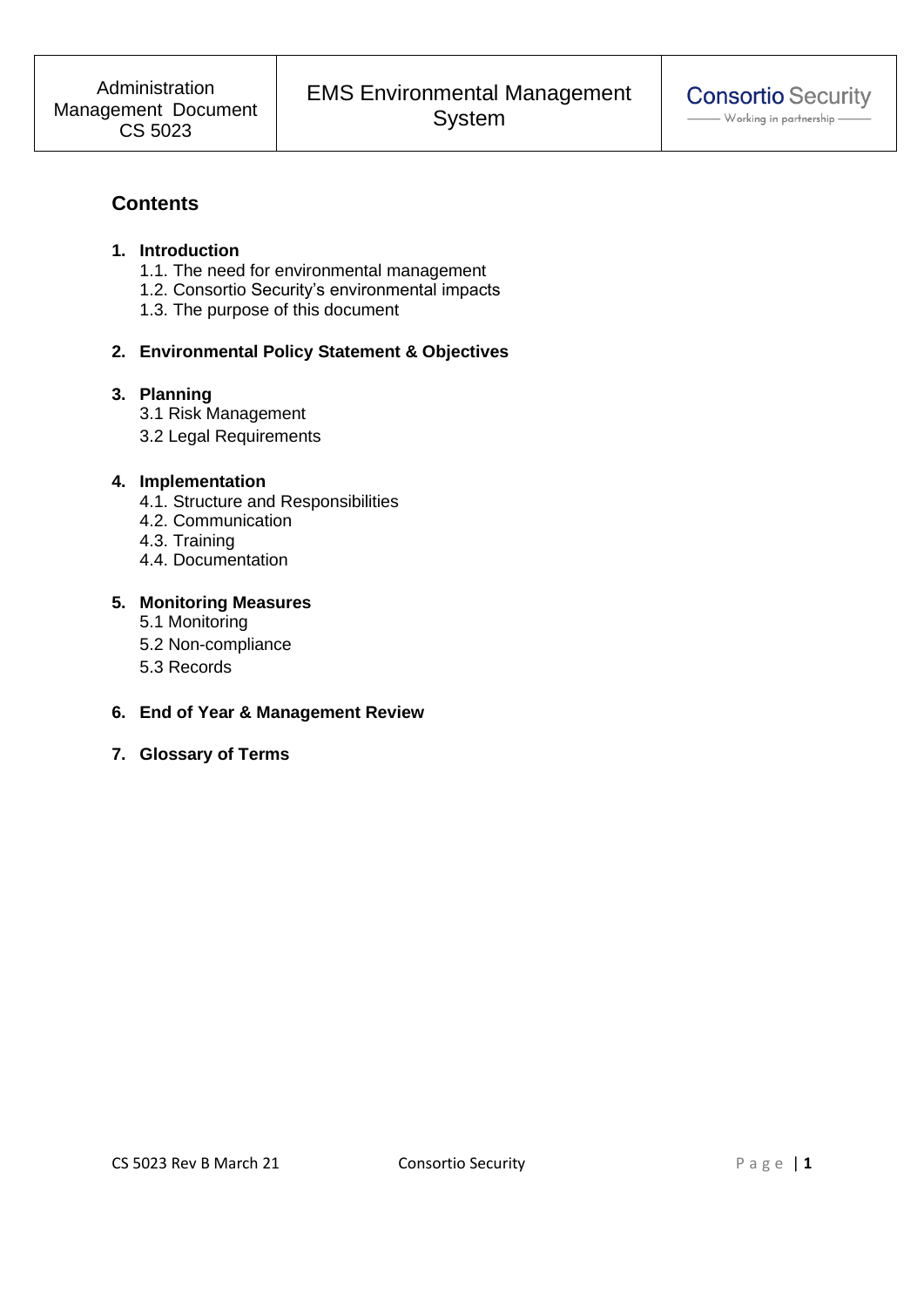## Contents

1. **Introduction**
    - 1.1. The need for environmental management
    - 1.2. Consortio Security's environmental impacts
    - 1.3. The purpose of this document
2. **Environmental Policy Statement & Objectives**
3. **Planning**
    - 3.1 Risk Management
    - 3.2 Legal Requirements
4. **Implementation**
    - 4.1. Structure and Responsibilities
    - 4.2. Communication
    - 4.3. Training
    - 4.4. Documentation
5. **Monitoring Measures**
    - 5.1 Monitoring
    - 5.2 Non-compliance
    - 5.3 Records
6. **End of Year & Management Review**
7. **Glossary of Terms**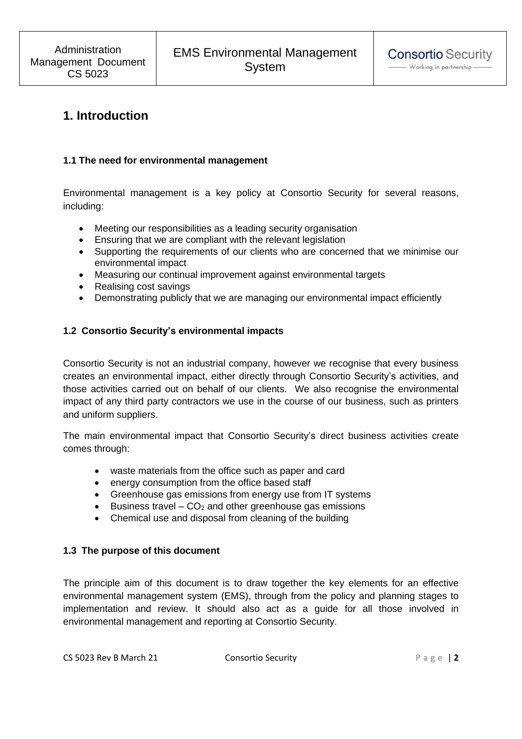# 1. Introduction

### 1.1 The need for environmental management

Environmental management is a key policy at Consortio Security for several reasons, including:

- Meeting our responsibilities as a leading security organisation
- Ensuring that we are compliant with the relevant legislation
- Supporting the requirements of our clients who are concerned that we minimise our environmental impact
- Measuring our continual improvement against environmental targets
- Realising cost savings
- Demonstrating publicly that we are managing our environmental impact efficiently

### 1.2 Consortio Security's environmental impacts

Consortio Security is not an industrial company, however we recognise that every business creates an environmental impact, either directly through Consortio Security's activities, and those activities carried out on behalf of our clients. We also recognise the environmental impact of any third party contractors we use in the course of our business, such as printers and uniform suppliers.

The main environmental impact that Consortio Security's direct business activities create comes through:

- waste materials from the office such as paper and card
- energy consumption from the office based staff
- Greenhouse gas emissions from energy use from IT systems
- Business travel – $CO_2$ and other greenhouse gas emissions
- Chemical use and disposal from cleaning of the building

### 1.3 The purpose of this document

The principle aim of this document is to draw together the key elements for an effective environmental management system (EMS), through from the policy and planning stages to implementation and review. It should also act as a guide for all those involved in environmental management and reporting at Consortio Security.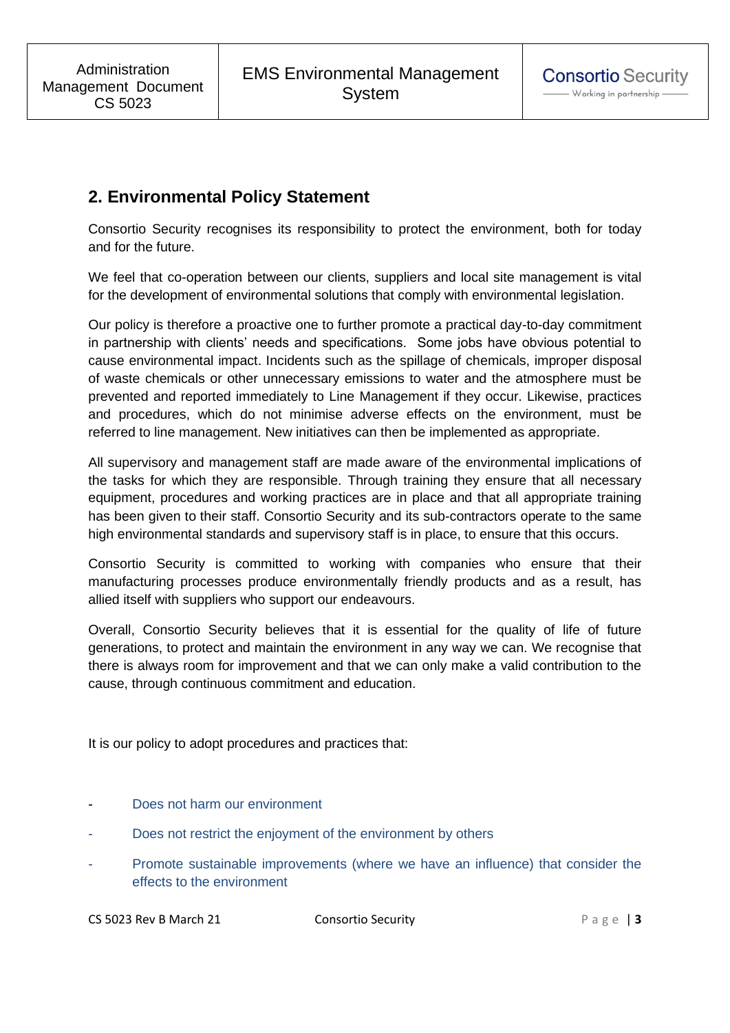## 2. Environmental Policy Statement

Consortio Security recognises its responsibility to protect the environment, both for today and for the future.

We feel that co-operation between our clients, suppliers and local site management is vital for the development of environmental solutions that comply with environmental legislation.

Our policy is therefore a proactive one to further promote a practical day-to-day commitment in partnership with clients' needs and specifications. Some jobs have obvious potential to cause environmental impact. Incidents such as the spillage of chemicals, improper disposal of waste chemicals or other unnecessary emissions to water and the atmosphere must be prevented and reported immediately to Line Management if they occur. Likewise, practices and procedures, which do not minimise adverse effects on the environment, must be referred to line management. New initiatives can then be implemented as appropriate.

All supervisory and management staff are made aware of the environmental implications of the tasks for which they are responsible. Through training they ensure that all necessary equipment, procedures and working practices are in place and that all appropriate training has been given to their staff. Consortio Security and its sub-contractors operate to the same high environmental standards and supervisory staff is in place, to ensure that this occurs.

Consortio Security is committed to working with companies who ensure that their manufacturing processes produce environmentally friendly products and as a result, has allied itself with suppliers who support our endeavours.

Overall, Consortio Security believes that it is essential for the quality of life of future generations, to protect and maintain the environment in any way we can. We recognise that there is always room for improvement and that we can only make a valid contribution to the cause, through continuous commitment and education.

It is our policy to adopt procedures and practices that:

- Does not harm our environment
- Does not restrict the enjoyment of the environment by others
- Promote sustainable improvements (where we have an influence) that consider the effects to the environment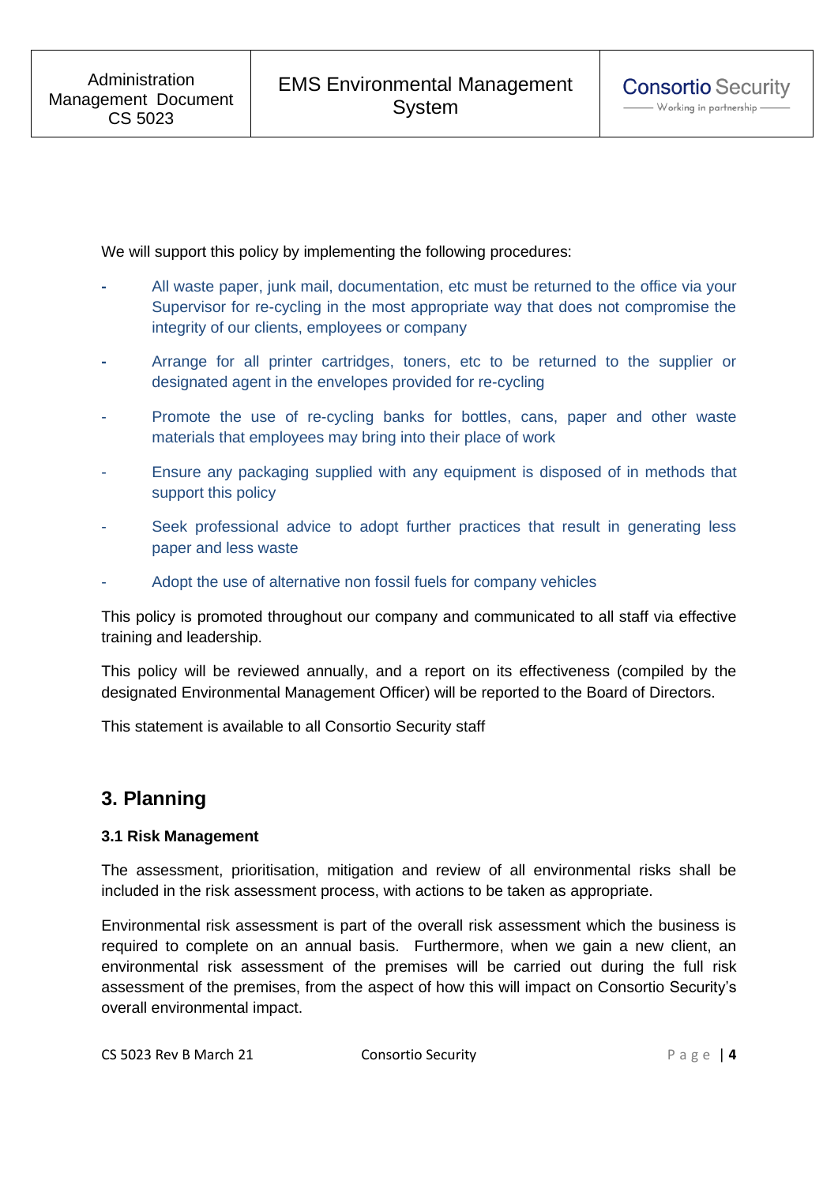We will support this policy by implementing the following procedures:

- All waste paper, junk mail, documentation, etc must be returned to the office via your Supervisor for re-cycling in the most appropriate way that does not compromise the integrity of our clients, employees or company
- Arrange for all printer cartridges, toners, etc to be returned to the supplier or designated agent in the envelopes provided for re-cycling
- Promote the use of re-cycling banks for bottles, cans, paper and other waste materials that employees may bring into their place of work
- Ensure any packaging supplied with any equipment is disposed of in methods that support this policy
- Seek professional advice to adopt further practices that result in generating less paper and less waste
- Adopt the use of alternative non fossil fuels for company vehicles

This policy is promoted throughout our company and communicated to all staff via effective training and leadership.

This policy will be reviewed annually, and a report on its effectiveness (compiled by the designated Environmental Management Officer) will be reported to the Board of Directors.

This statement is available to all Consortio Security staff

## 3. Planning

### 3.1 Risk Management

The assessment, prioritisation, mitigation and review of all environmental risks shall be included in the risk assessment process, with actions to be taken as appropriate.

Environmental risk assessment is part of the overall risk assessment which the business is required to complete on an annual basis. Furthermore, when we gain a new client, an environmental risk assessment of the premises will be carried out during the full risk assessment of the premises, from the aspect of how this will impact on Consortio Security's overall environmental impact.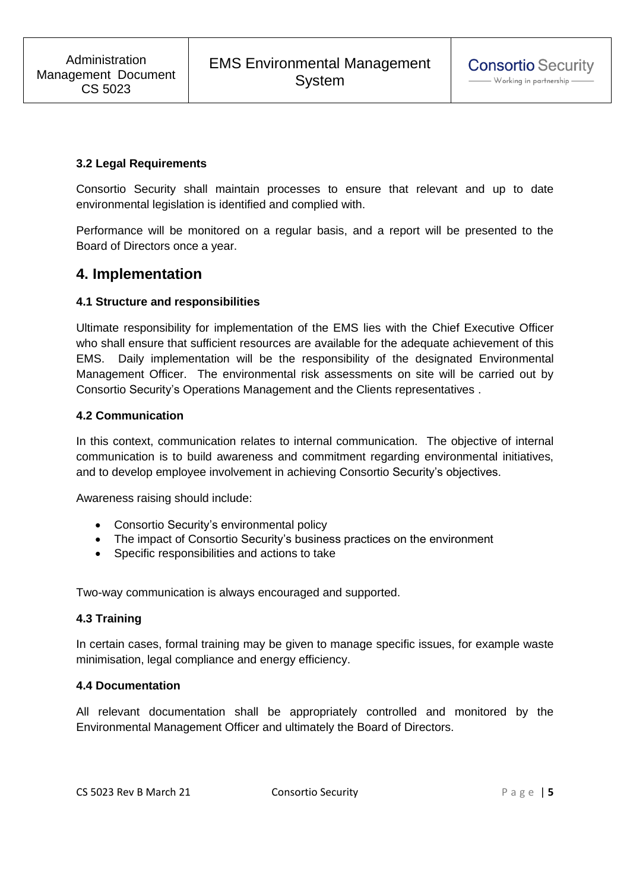### 3.2 Legal Requirements

Consortio Security shall maintain processes to ensure that relevant and up to date environmental legislation is identified and complied with.

Performance will be monitored on a regular basis, and a report will be presented to the Board of Directors once a year.

## 4. Implementation

### 4.1 Structure and responsibilities

Ultimate responsibility for implementation of the EMS lies with the Chief Executive Officer who shall ensure that sufficient resources are available for the adequate achievement of this EMS. Daily implementation will be the responsibility of the designated Environmental Management Officer. The environmental risk assessments on site will be carried out by Consortio Security's Operations Management and the Clients representatives .

### 4.2 Communication

In this context, communication relates to internal communication. The objective of internal communication is to build awareness and commitment regarding environmental initiatives, and to develop employee involvement in achieving Consortio Security's objectives.

Awareness raising should include:

- Consortio Security's environmental policy
- The impact of Consortio Security's business practices on the environment
- Specific responsibilities and actions to take

Two-way communication is always encouraged and supported.

### 4.3 Training

In certain cases, formal training may be given to manage specific issues, for example waste minimisation, legal compliance and energy efficiency.

### 4.4 Documentation

All relevant documentation shall be appropriately controlled and monitored by the Environmental Management Officer and ultimately the Board of Directors.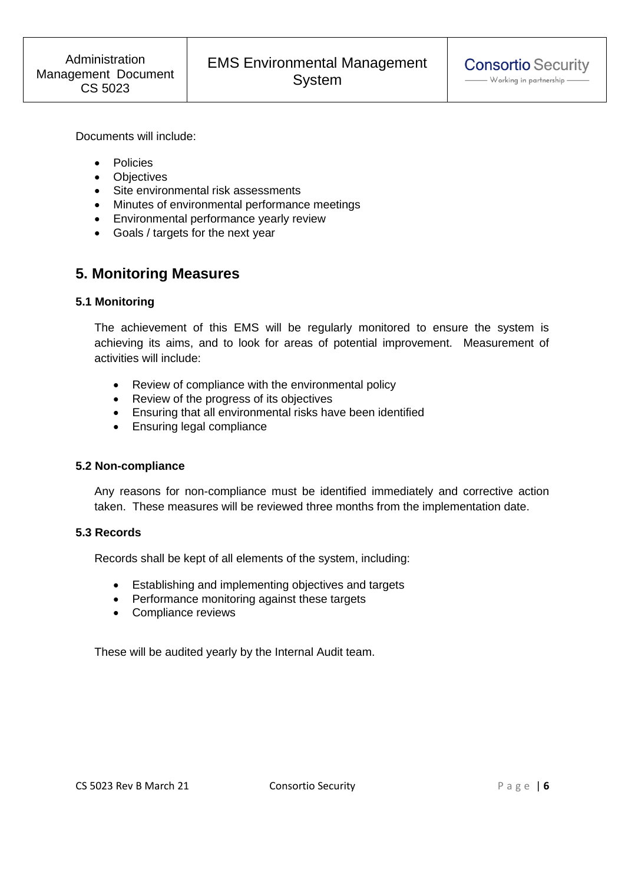Documents will include:

- Policies
- Objectives
- Site environmental risk assessments
- Minutes of environmental performance meetings
- Environmental performance yearly review
- Goals / targets for the next year

## 5. Monitoring Measures

### 5.1 Monitoring

The achievement of this EMS will be regularly monitored to ensure the system is achieving its aims, and to look for areas of potential improvement. Measurement of activities will include:

- Review of compliance with the environmental policy
- Review of the progress of its objectives
- Ensuring that all environmental risks have been identified
- Ensuring legal compliance

### 5.2 Non-compliance

Any reasons for non-compliance must be identified immediately and corrective action taken. These measures will be reviewed three months from the implementation date.

### 5.3 Records

Records shall be kept of all elements of the system, including:

- Establishing and implementing objectives and targets
- Performance monitoring against these targets
- Compliance reviews

These will be audited yearly by the Internal Audit team.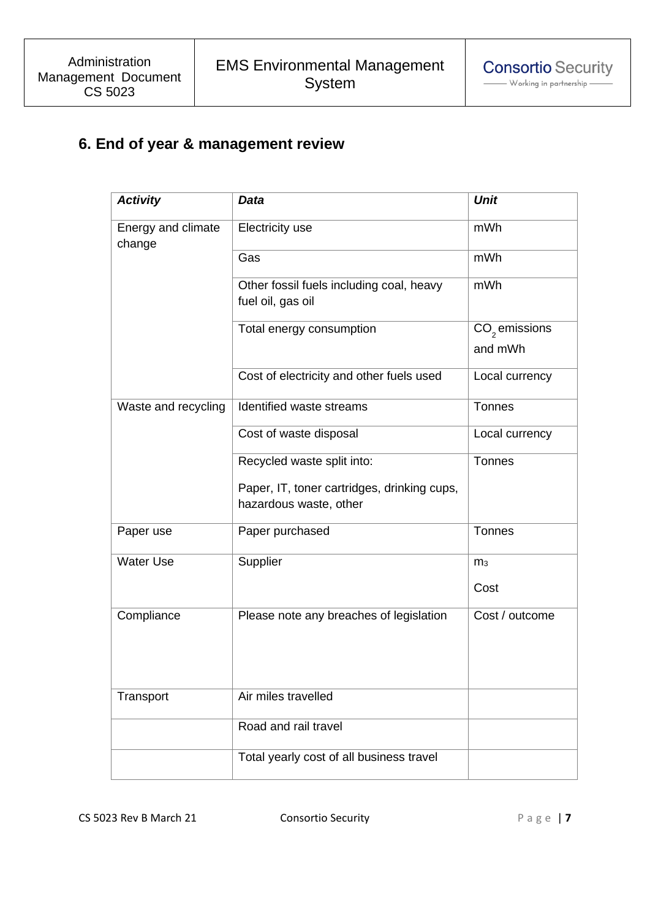## 6. End of year & management review

| ***Activity*** | ***Data*** | ***Unit*** |
|---|---|---|
| Energy and climate change | Electricity use | mWh |
| | Gas | mWh |
| | Other fossil fuels including coal, heavy fuel oil, gas oil | mWh |
| | Total energy consumption | $CO_2$ emissions and mWh |
| | Cost of electricity and other fuels used | Local currency |
| Waste and recycling | Identified waste streams | Tonnes |
| | Cost of waste disposal | Local currency |
| | Recycled waste split into: Paper, IT, toner cartridges, drinking cups, hazardous waste, other | Tonnes |
| Paper use | Paper purchased | Tonnes |
| Water Use | Supplier | $m_3$ Cost |
| Compliance | Please note any breaches of legislation | Cost / outcome |
| Transport | Air miles travelled | |
| | Road and rail travel | |
| | Total yearly cost of all business travel | |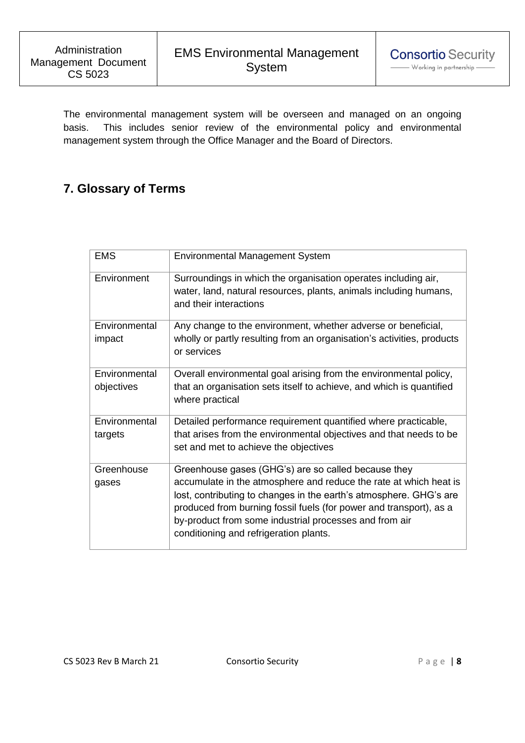The environmental management system will be overseen and managed on an ongoing basis. This includes senior review of the environmental policy and environmental management system through the Office Manager and the Board of Directors.

## 7. Glossary of Terms

| | |
|---|---|
| EMS | Environmental Management System |
| Environment | Surroundings in which the organisation operates including air, water, land, natural resources, plants, animals including humans, and their interactions |
| Environmental impact | Any change to the environment, whether adverse or beneficial, wholly or partly resulting from an organisation's activities, products or services |
| Environmental objectives | Overall environmental goal arising from the environmental policy, that an organisation sets itself to achieve, and which is quantified where practical |
| Environmental targets | Detailed performance requirement quantified where practicable, that arises from the environmental objectives and that needs to be set and met to achieve the objectives |
| Greenhouse gases | Greenhouse gases (GHG's) are so called because they accumulate in the atmosphere and reduce the rate at which heat is lost, contributing to changes in the earth's atmosphere. GHG's are produced from burning fossil fuels (for power and transport), as a by-product from some industrial processes and from air conditioning and refrigeration plants. |